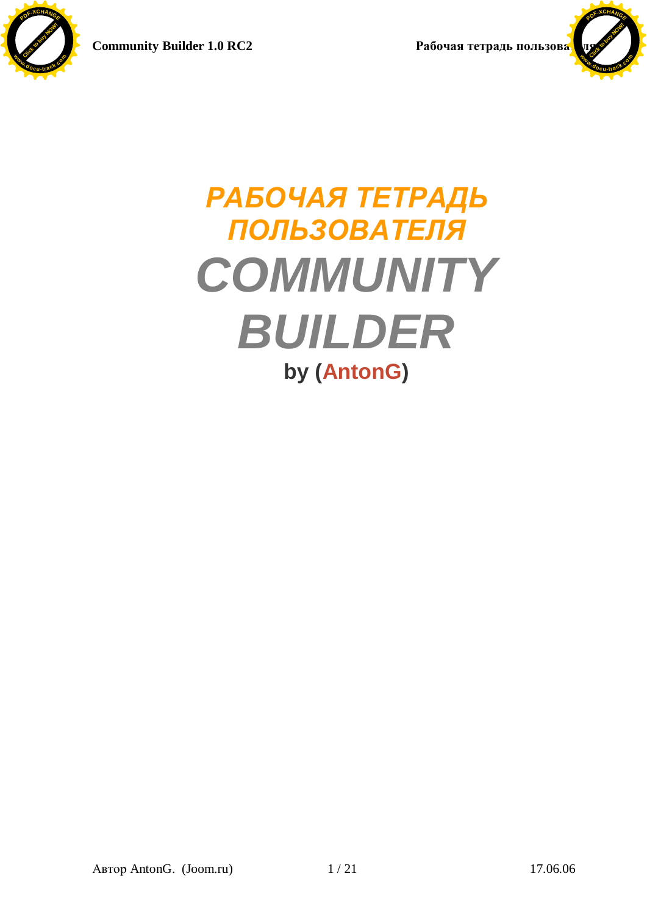# РАБОЧАЯ ТЕТРАДЬ ПОЛЬЗОВАТЕЛЯ

# COMMUNITY BUILDER

**by (AntonG)**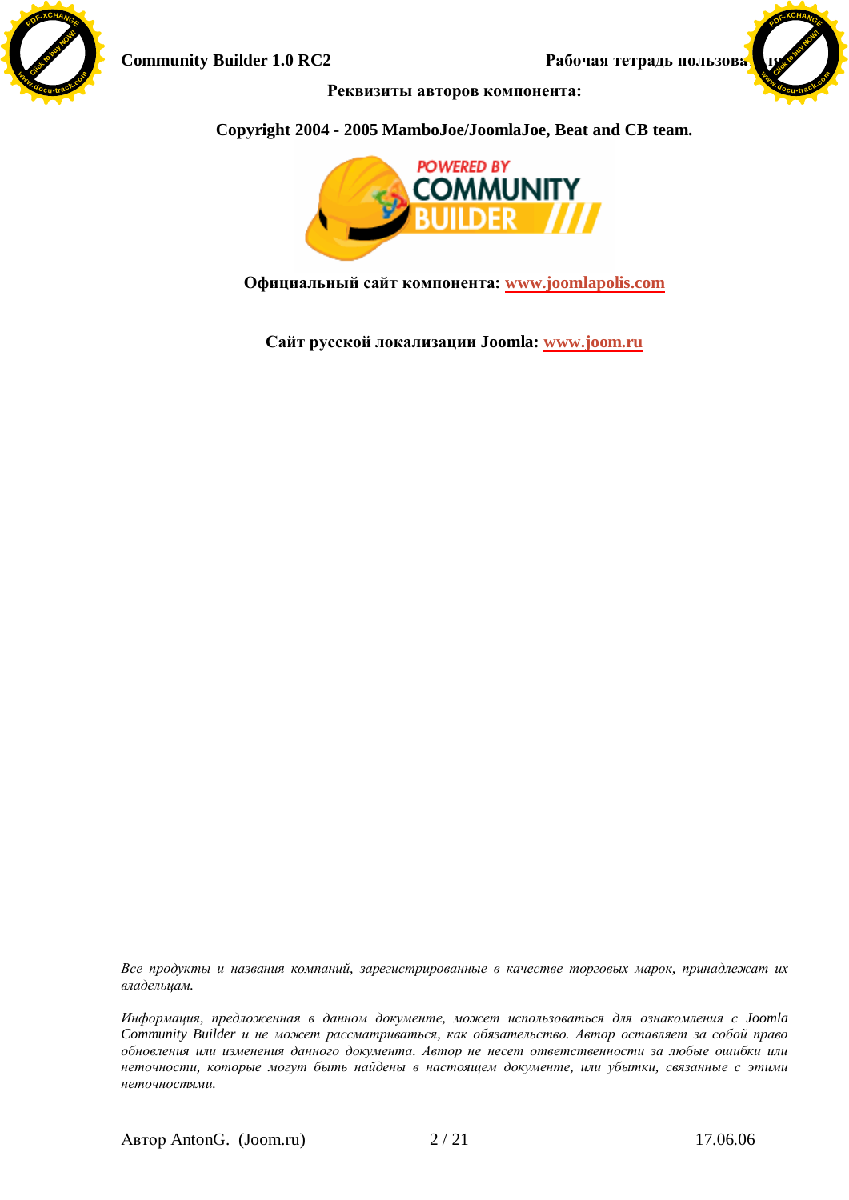**Реквизиты авторов компонента:**

**Copyright 2004 - 2005 MamboJoe/JoomlaJoe, Beat and CB team.**

**Официальный сайт компонента: www.joomlapolis.com**

**Сайт русской локализации Joomla: www.joom.ru**

*Все продукты и названия компаний, зарегистрированные в качестве торговых марок, принадлежат их владельцам.*

*Информация, предложенная в данном документе, может использоваться для ознакомления с Joomla Community Builder и не может рассматриваться, как обязательство. Автор оставляет за собой право обновления или изменения данного документа. Автор не несет ответственности за любые ошибки или неточности, которые могут быть найдены в настоящем документе, или убытки, связанные с этими неточностями.*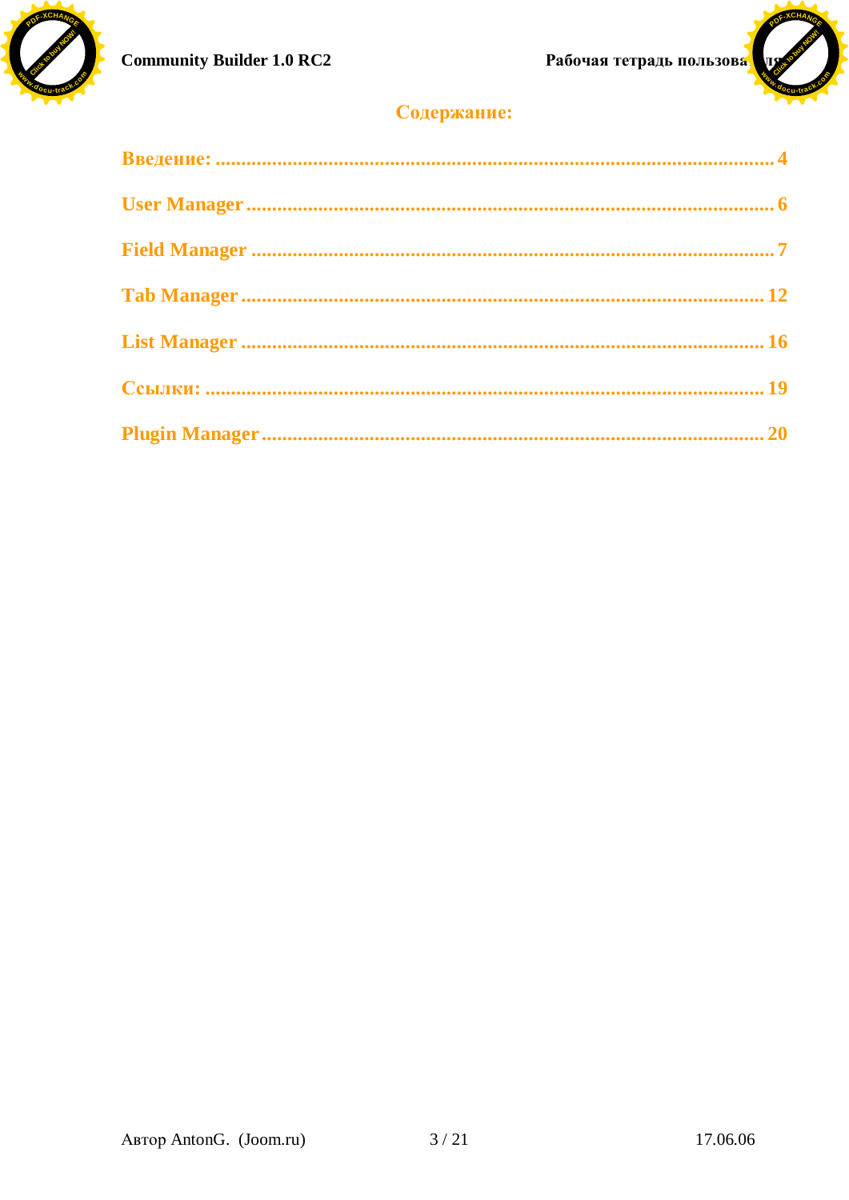## Содержание:

Введение: ........................................................................................................ 4

User Manager ................................................................................................... 6

Field Manager .................................................................................................. 7

Tab Manager ................................................................................................... 12

List Manager ................................................................................................... 16

Ссылки: ........................................................................................................... 19

Plugin Manager ............................................................................................... 20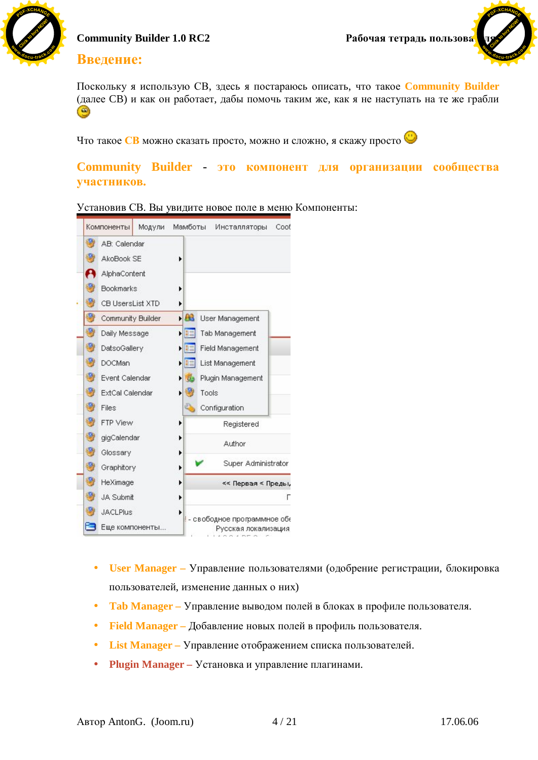## Введение:

Поскольку я использую CB, здесь я постараюсь описать, что такое **Community Builder** (далее CB) и как он работает, дабы помочь таким же, как я не наступать на те же грабли

Что такое **CB** можно сказать просто, можно и сложно, я скажу просто

### Community Builder - это компонент для организации сообщества участников.

Установив CB. Вы увидите новое поле в меню Компоненты:

- **User Manager –** Управление пользователями (одобрение регистрации, блокировка пользователей, изменение данных о них)
- **Tab Manager –** Управление выводом полей в блоках в профиле пользователя.
- **Field Manager –** Добавление новых полей в профиль пользователя.
- **List Manager –** Управление отображением списка пользователей.
- **Plugin Manager –** Установка и управление плагинами.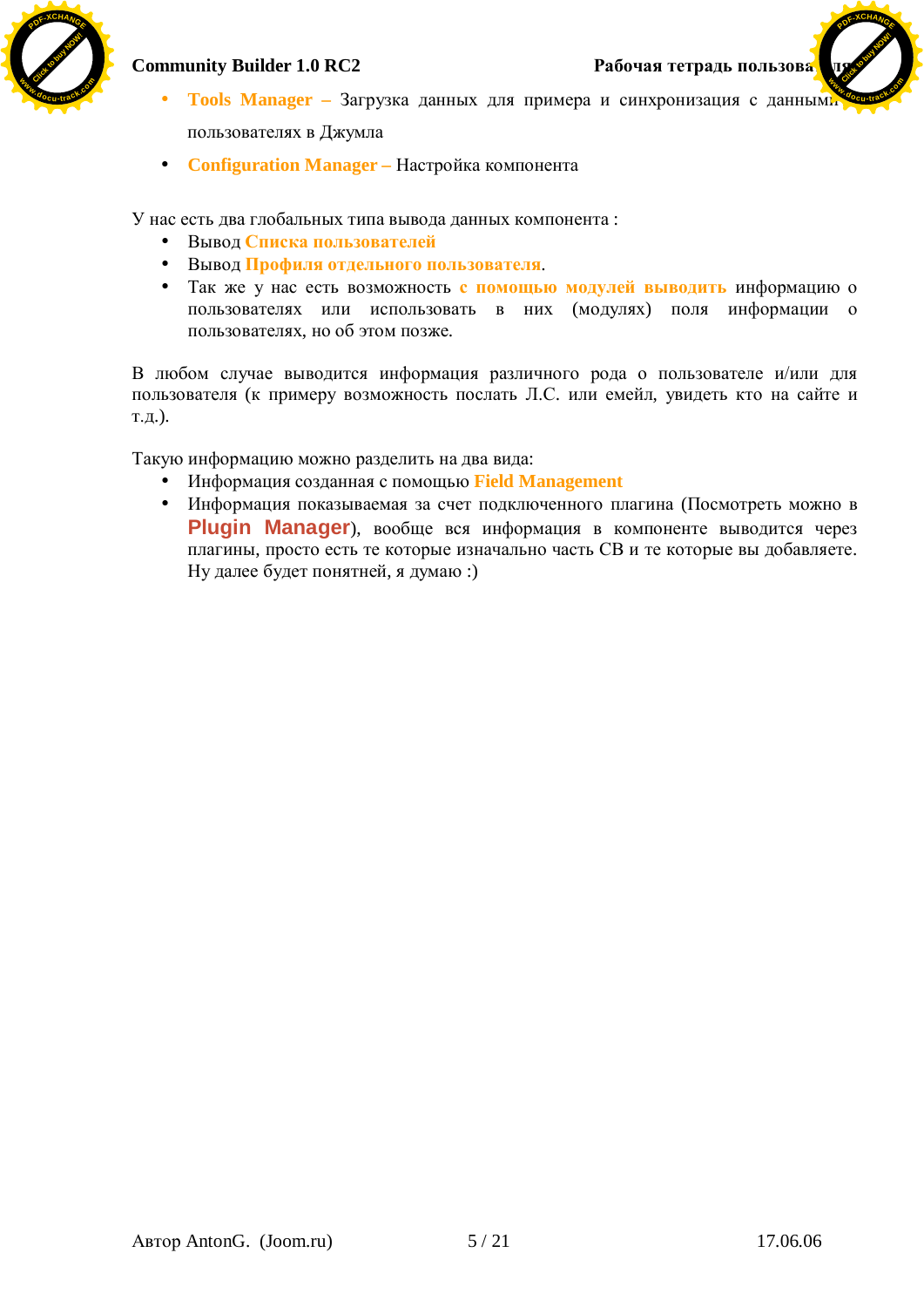- **Tools Manager –** Загрузка данных для примера и синхронизация с данными о пользователях в Джумла
- **Configuration Manager –** Настройка компонента

У нас есть два глобальных типа вывода данных компонента :

- Вывод **Списка пользователей**
- Вывод **Профиля отдельного пользователя**.
- Так же у нас есть возможность **с помощью модулей выводить** информацию о пользователях или использовать в них (модулях) поля информации о пользователях, но об этом позже.

В любом случае выводится информация различного рода о пользователе и/или для пользователя (к примеру возможность послать Л.С. или емейл, увидеть кто на сайте и т.д.).

Такую информацию можно разделить на два вида:

- Информация созданная с помощью **Field Management**
- Информация показываемая за счет подключенного плагина (Посмотреть можно в **Plugin Manager**), вообще вся информация в компоненте выводится через плагины, просто есть те которые изначально часть CB и те которые вы добавляете. Ну далее будет понятней, я думаю :)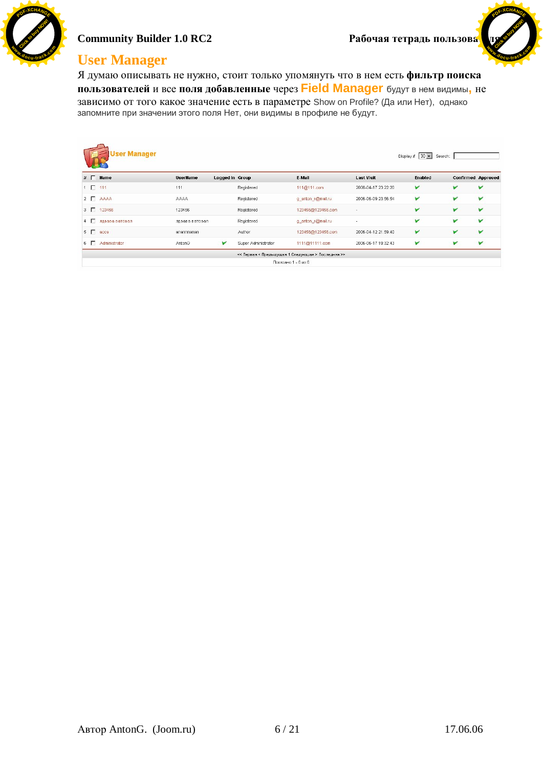## User Manager

Я думаю описывать не нужно, стоит только упомянуть что в нем есть **фильтр поиска пользователей** и все **поля добавленные** через **Field Manager** будут в нем видимы, не зависимо от того какое значение есть в параметре Show on Profile? (Да или Нет), однако запомните при значении этого поля Нет, они видимы в профиле не будут.

User Manager

Display # 30 Search:

| # | | Name | UserName | Logged In | Group | E-Mail | Last Visit | Enabled | Confirmed | Approved |
|---|---|---|---|---|---|---|---|---|---|---|
| 1 | | 111 | 111 | | Registered | 111@111.com | 2006-04-17 23:22:20 | ✔ | ✔ | ✔ |
| 2 | | AAAA | AAAA | | Registered | g_anton_r@mail.ru | 2006-06-09 23:56:54 | ✔ | ✔ | ✔ |
| 3 | | 123456 | 123456 | | Registered | 123456@123456.com | - | ✔ | ✔ | ✔ |
| 4 | | ядваоа ваповап | ядваоа ваповап | | Registered | g_anton_r@mail.ru | - | ✔ | ✔ | ✔ |
| 5 | | acca | ananmenan | | Author | 123456@123456.com | 2006-04-12 21:59:40 | ✔ | ✔ | ✔ |
| 6 | | Administrator | AntonG | ✔ | Super Administrator | 1111@11111.com | 2006-06-17 19:32:43 | ✔ | ✔ | ✔ |

<< Первая < Предыдущая 1 Следующая > Последняя >>

Показано 1 - 6 из 6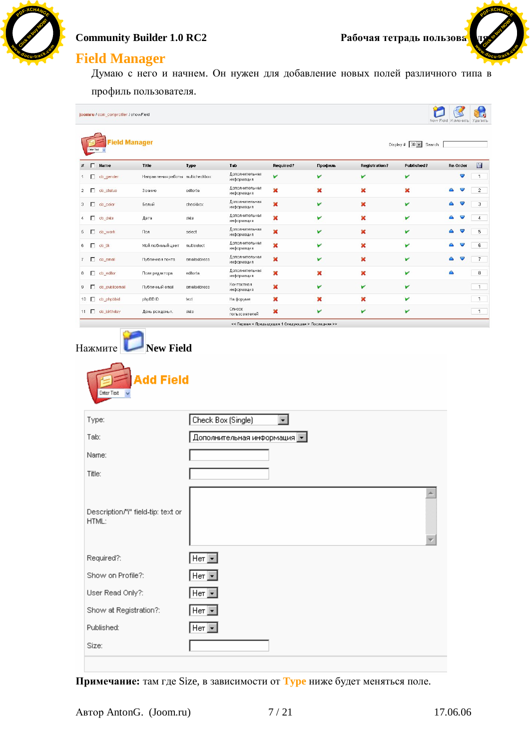## Field Manager

Думаю с него и начнем. Он нужен для добавление новых полей различного типа в профиль пользователя.

Нажмите New Field

**Примечание:** там где Size, в зависимости от **Type** ниже будет меняться поле.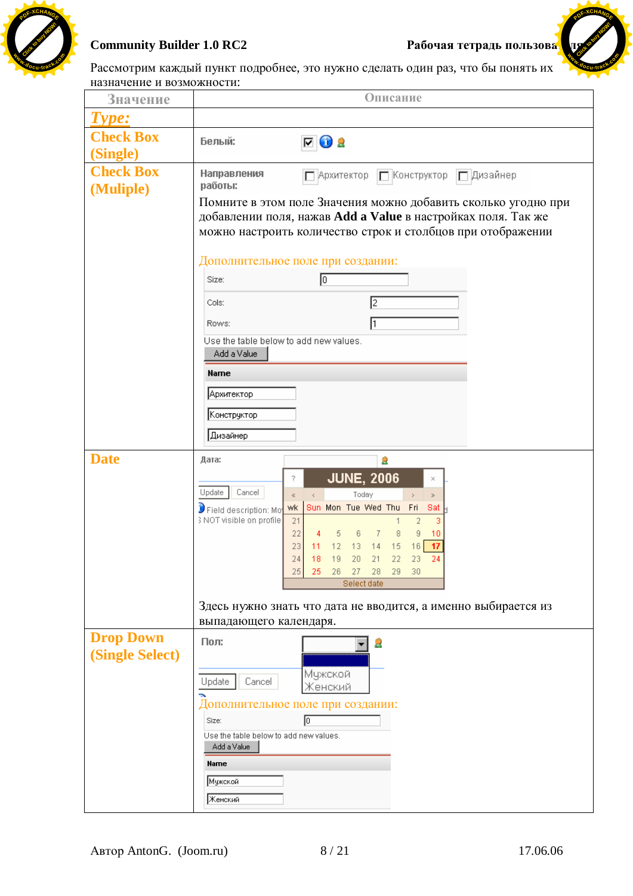Рассмотрим каждый пункт подробнее, это нужно сделать один раз, что бы понять их назначение и возможности:

| Значение | Описание |
|---|---|
| *Type:* | |
| Check Box (Single) | Белый: |
| Check Box (Muliple) | Направления работы: Архитектор Конструктор Дизайнер<br><br>Помните в этом поле Значения можно добавить сколько угодно при добавлении поля, нажав **Add a Value** в настройках поля. Так же можно настроить количество строк и столбцов при отображении<br><br>Дополнительное поле при создании:<br>Size: 0<br>Cols: 2<br>Rows: 1<br>Use the table below to add new values.<br>Add a Value<br>Name<br>Архитектор<br>Конструктор<br>Дизайнер |
| Date | Дата:<br>Update Cancel<br>Field description: Mo... NOT visible on profile<br>JUNE, 2006<br><br>Здесь нужно знать что дата не вводится, а именно выбирается из выпадающего календаря. |
| Drop Down (Single Select) | Пол:<br>Мужской<br>Женский<br>Update Cancel<br><br>Дополнительное поле при создании:<br>Size: 0<br>Use the table below to add new values.<br>Add a Value<br>Name<br>Мужской<br>Женский |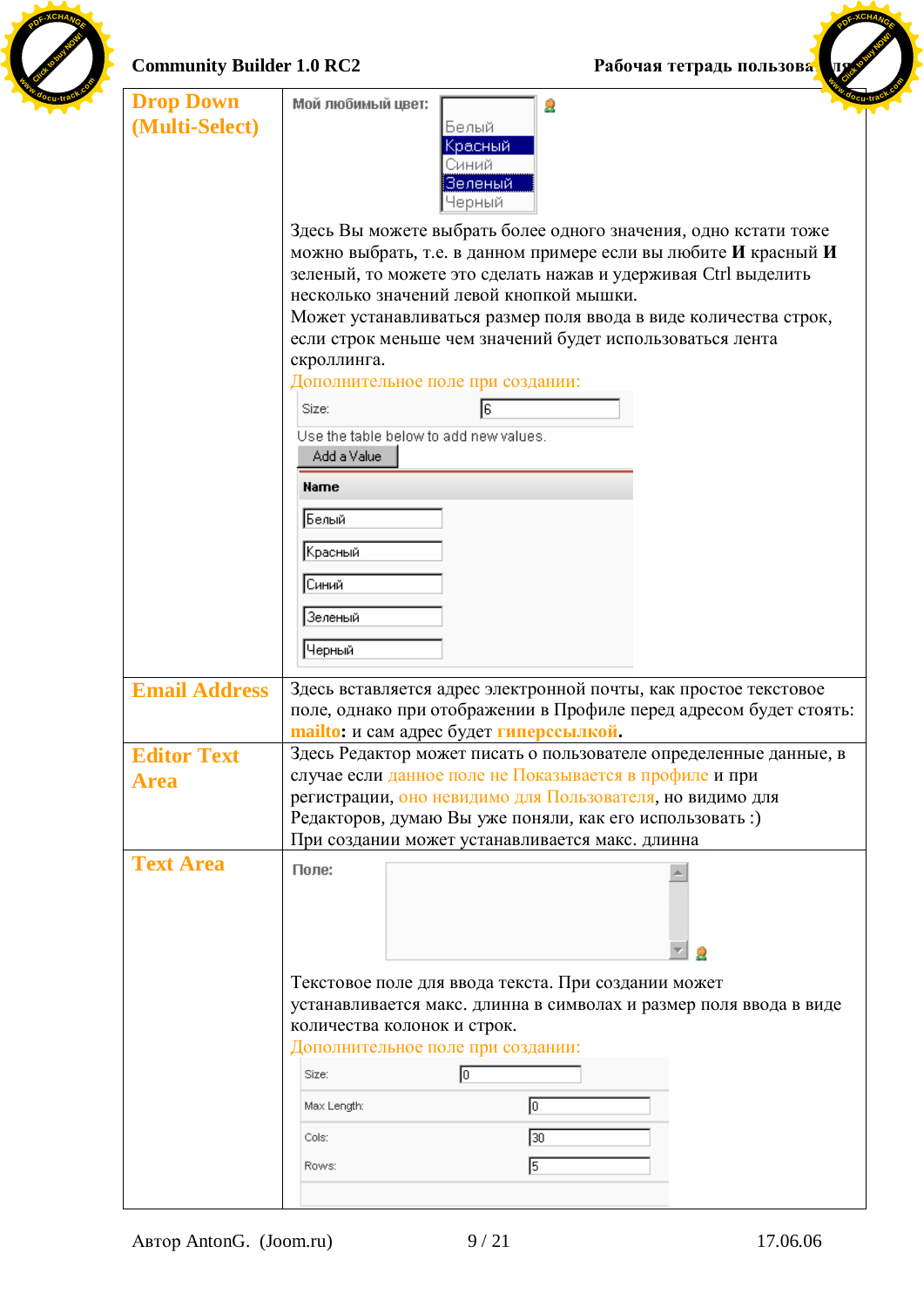| | |
|---|---|
| **Drop Down (Multi-Select)** | Мой любимый цвет: Белый / Красный / Синий / Зеленый / Черный<br><br>Здесь Вы можете выбрать более одного значения, одно кстати тоже можно выбрать, т.е. в данном примере если вы любите **И** красный **И** зеленый, то можете это сделать нажав и удерживая Ctrl выделить несколько значений левой кнопкой мышки.<br>Может устанавливаться размер поля ввода в виде количества строк, если строк меньше чем значений будет использоваться лента скроллинга.<br>Дополнительное поле при создании:<br>Size: 6<br>Use the table below to add new values.<br>Add a Value<br>Name<br>Белый<br>Красный<br>Синий<br>Зеленый<br>Черный |
| **Email Address** | Здесь вставляется адрес электронной почты, как простое текстовое поле, однако при отображении в Профиле перед адресом будет стоять: **mailto:** и сам адрес будет **гиперссылкой**. |
| **Editor Text Area** | Здесь Редактор может писать о пользователе определенные данные, в случае если данное поле не Показывается в профиле и при регистрации, оно невидимо для Пользователя, но видимо для Редакторов, думаю Вы уже поняли, как его использовать :)<br>При создании может устанавливается макс. длинна |
| **Text Area** | Поле:<br><br>Текстовое поле для ввода текста. При создании может устанавливается макс. длинна в символах и размер поля ввода в виде количества колонок и строк.<br>Дополнительное поле при создании:<br>Size: 0<br>Max Length: 0<br>Cols: 30<br>Rows: 5 |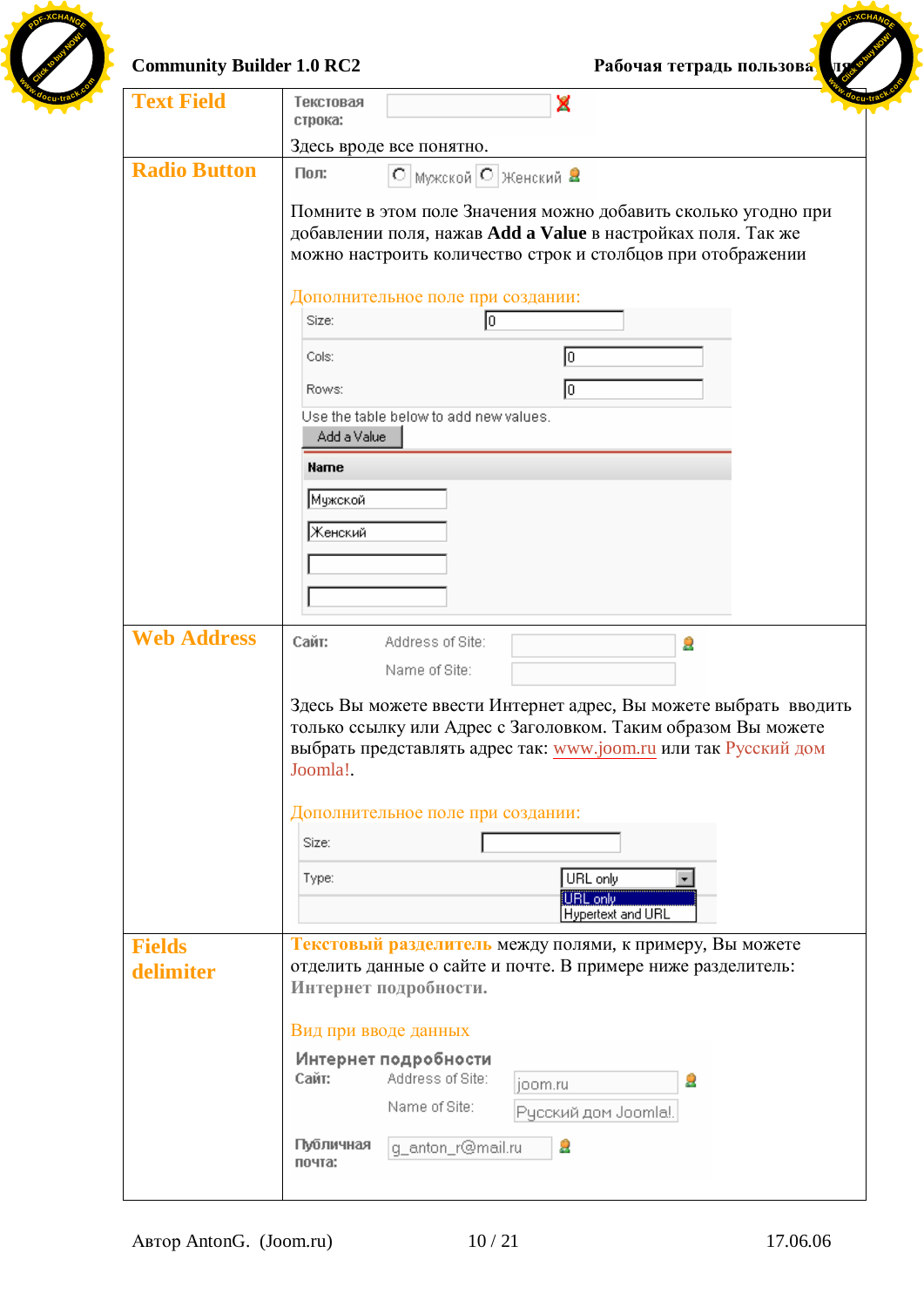| | |
|---|---|
| **Text Field** | Текстовая строка: [ ] ✗<br>Здесь вроде все понятно. |
| **Radio Button** | Пол: ○ Мужской ○ Женский<br><br>Помните в этом поле Значения можно добавить сколько угодно при добавлении поля, нажав **Add a Value** в настройках поля. Так же можно настроить количество строк и столбцов при отображении<br><br>Дополнительное поле при создании:<br>Size: 0<br>Cols: 0<br>Rows: 0<br>Use the table below to add new values.<br>Add a Value<br>**Name**<br>Мужской<br>Женский |
| **Web Address** | **Сайт:** Address of Site: [ ]<br>Name of Site: [ ]<br><br>Здесь Вы можете ввести Интернет адрес, Вы можете выбрать вводить только ссылку или Адрес с Заголовком. Таким образом Вы можете выбрать представлять адрес так: www.joom.ru или так Русский дом Joomla!.<br><br>Дополнительное поле при создании:<br>Size: [ ]<br>Type: URL only<br>URL only<br>Hypertext and URL |
| **Fields delimiter** | **Текстовый разделитель** между полями, к примеру, Вы можете отделить данные о сайте и почте. В примере ниже разделитель: **Интернет подробности.**<br><br>Вид при вводе данных<br>**Интернет подробности**<br>**Сайт:** Address of Site: joom.ru<br>Name of Site: Русский дом Joomla!.<br>**Публичная почта:** g_anton_r@mail.ru |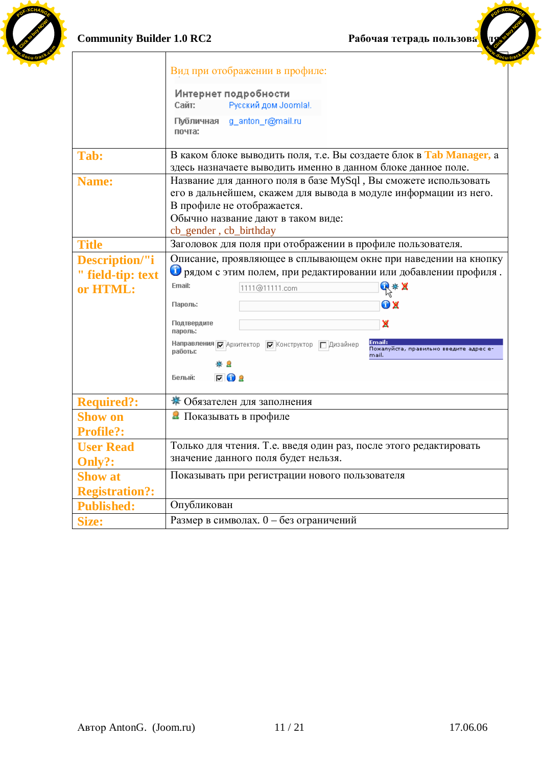| | |
|---|---|
| | Вид при отображении в профиле:<br>Интернет подробности<br>Сайт: Русский дом Joomla!.<br>Публичная почта: g_anton_r@mail.ru |
| **Tab:** | В каком блоке выводить поля, т.е. Вы создаете блок в **Tab Manager**, а здесь назначаете выводить именно в данном блоке данное поле. |
| **Name:** | Название для данного поля в базе MySql , Вы сможете использовать его в дальнейшем, скажем для вывода в модуле информации из него. В профиле не отображается.<br>Обычно название дают в таком виде:<br>cb_gender , cb_birthday |
| **Title** | Заголовок для поля при отображении в профиле пользователя. |
| **Description/"i" field-tip: text or HTML:** | Описание, проявляющее в всплывающем окне при наведении на кнопку рядом с этим полем, при редактировании или добавлении профиля .<br>Email: 1111@11111.com<br>Пароль:<br>Подтвердите пароль:<br>Направления работы: Архитектор Конструктор Дизайнер<br>Email: Пожалуйста, правильно введите адрес e-mail.<br>Белый: |
| **Required?:** | Обязателен для заполнения |
| **Show on Profile?:** | Показывать в профиле |
| **User Read Only?:** | Только для чтения. Т.е. введя один раз, после этого редактировать значение данного поля будет нельзя. |
| **Show at Registration?:** | Показывать при регистрации нового пользователя |
| **Published:** | Опубликован |
| **Size:** | Размер в символах. 0 – без ограничений |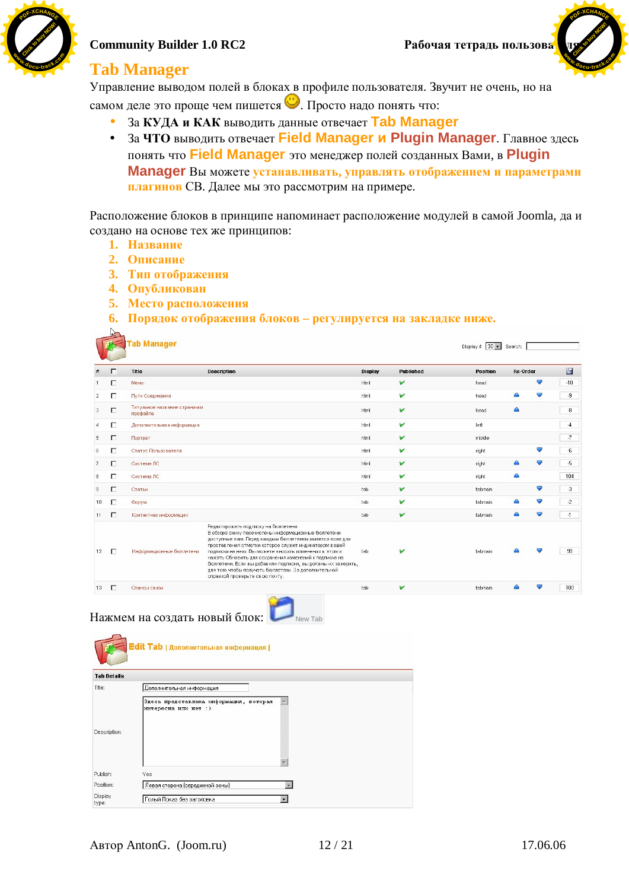# Tab Manager

Управление выводом полей в блоках в профиле пользователя. Звучит не очень, но на самом деле это проще чем пишется 🙂. Просто надо понять что:

- За **КУДА и КАК** выводить данные отвечает **Tab Manager**
- За **ЧТО** выводить отвечает **Field Manager и Plugin Manager**. Главное здесь понять что **Field Manager** это менеджер полей созданных Вами, в **Plugin Manager** Вы можете **устанавливать, управлять отображением и параметрами плагинов** СВ. Далее мы это рассмотрим на примере.

Расположение блоков в принципе напоминает расположение модулей в самой Joomla, да и создано на основе тех же принципов:

1. **Название**
2. **Описание**
3. **Тип отображения**
4. **Опубликован**
5. **Место расположения**
6. **Порядок отображения блоков – регулируется на закладке ниже.**

**Tab Manager**

Display # 30 Search:

| # | | Title | Description | Display | Published | Position | Re-Order | |
|---|---|---|---|---|---|---|---|---|
| 1 | | Меню | | html | ✔ | head | | -10 |
| 2 | | Пути Соединения | | html | ✔ | head | | -9 |
| 3 | | Титульное название страницы профайла | | html | ✔ | head | | -8 |
| 4 | | Дополнительная информация | | html | ✔ | left | | -4 |
| 5 | | Портрет | | html | ✔ | middle | | -7 |
| 6 | | Статус Пользователя | | html | ✔ | right | | -6 |
| 7 | | Система ЛС | | html | ✔ | right | | -5 |
| 8 | | Система ЛС | | html | ✔ | right | | 104 |
| 9 | | Статьи | | tab | ✔ | tabmain | | -3 |
| 10 | | Форум | | tab | ✔ | tabmain | | -2 |
| 11 | | Контактная информация | | tab | ✔ | tabmain | | -1 |
| 12 | | Информационные бюллетени | Редактировать подписку на бюллетени. В обзоре снизу перечислены информационные бюллетени доступные вам. Перед каждым бюллетенем имеется поле для проставления отметки которое служит индикатором вашей подписки на него. Вы можете вносить изменения в этом и ниже. Обновить для сохранения изменений к подписке на бюллетени. Если вы добавили подписки, вы должны их заверить, для того чтобы получать бюллетени. За дополнительной справкой проверьте свою почту. | tab | ✔ | tabmain | | 99 |
| 13 | | Сеансы связи | | tab | ✔ | tabmain | | 100 |

Нажмем на создать новый блок: New Tab

**Edit Tab** [ Дополнительная информация ]

**Tab Details**

| | |
|---|---|
| Title: | Дополнительная информация |
| Description: | Здесь представлена информация, которая интересна или нет :) |
| Publish: | Yes |
| Position: | Левая сторона (серединной зоны) |
| Display type: | Голый Показ без заголовка |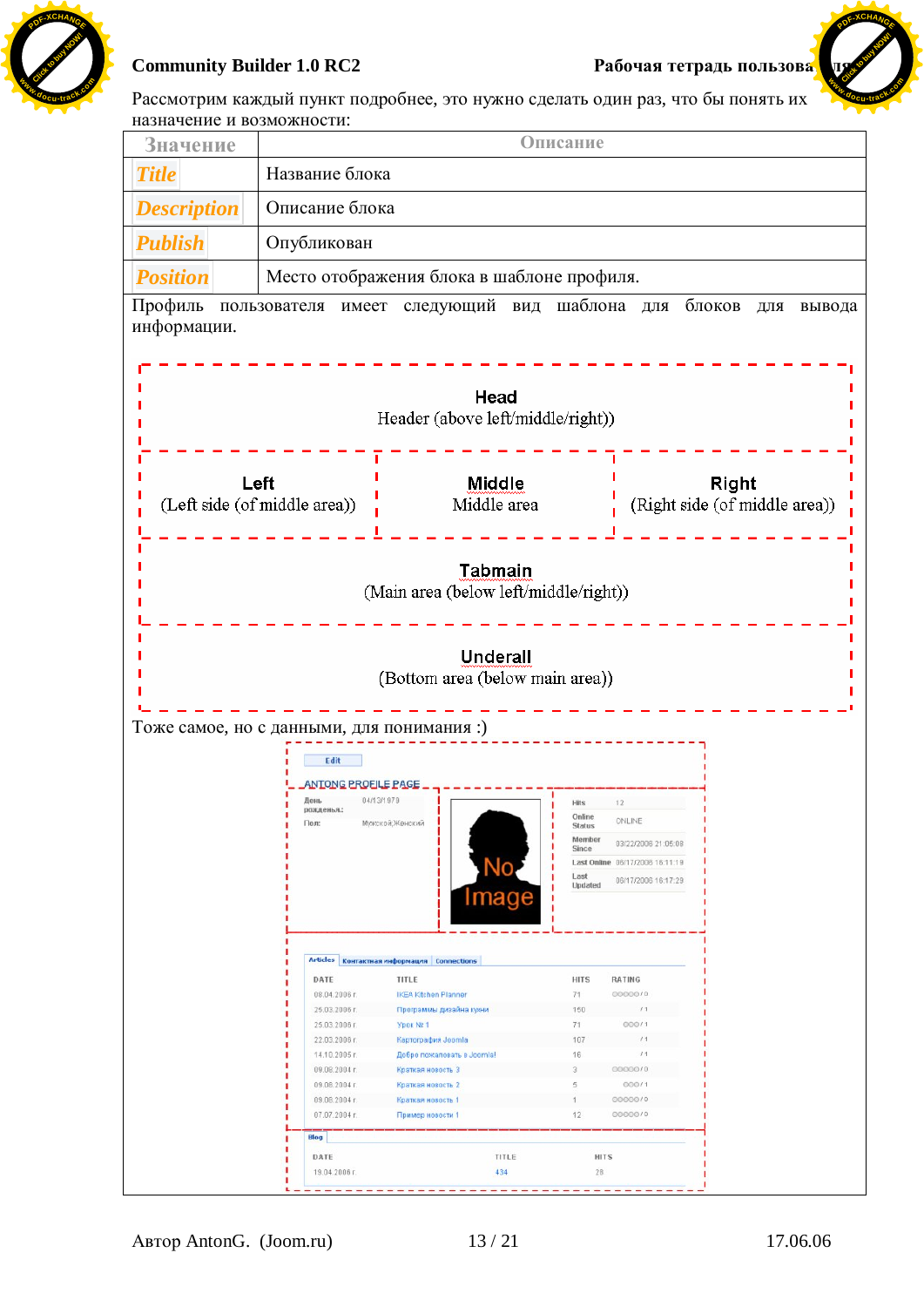Рассмотрим каждый пункт подробнее, это нужно сделать один раз, что бы понять их назначение и возможности:

| Значение | Описание |
|---|---|
| *Title* | Название блока |
| *Description* | Описание блока |
| *Publish* | Опубликован |
| *Position* | Место отображения блока в шаблоне профиля. |

Профиль пользователя имеет следующий вид шаблона для блоков для вывода информации.

**Head**
Header (above left/middle/right))

**Left**
(Left side (of middle area))

**Middle**
Middle area

**Right**
(Right side (of middle area))

**Tabmain**
(Main area (below left/middle/right))

**Underall**
(Bottom area (below main area))

Тоже самое, но с данными, для понимания :)

Edit

ANTONG PROFILE PAGE

| | |
|---|---|
| День рождения: | 04/13/1979 |
| Пол: | Мужской,Женский |

No Image

| | |
|---|---|
| Hits | 12 |
| Online Status | ONLINE |
| Member Since | 03/22/2006 21:05:08 |
| Last Online | 06/17/2006 16:11:19 |
| Last Updated | 06/17/2006 16:17:29 |

Articles | Контактная информация | Connections

| DATE | TITLE | HITS | RATING |
|---|---|---|---|
| 08.04.2006 г. | IKEA Kitchen Planner | 71 | 0 |
| 25.03.2006 г. | Программы дизайна кухни | 150 | 1 |
| 25.03.2006 г. | Урок № 1 | 71 | 1 |
| 22.03.2006 г. | Картография Joomla | 107 | 1 |
| 14.10.2005 г. | Добро пожаловать в Joomla! | 16 | 1 |
| 09.08.2004 г. | Краткая новость 3 | 3 | 0 |
| 09.08.2004 г. | Краткая новость 2 | 5 | 1 |
| 09.08.2004 г. | Краткая новость 1 | 1 | 0 |
| 07.07.2004 г. | Пример новости 1 | 12 | 0 |

Blog

| DATE | TITLE | HITS |
|---|---|---|
| 19.04.2006 г. | 434 | 28 |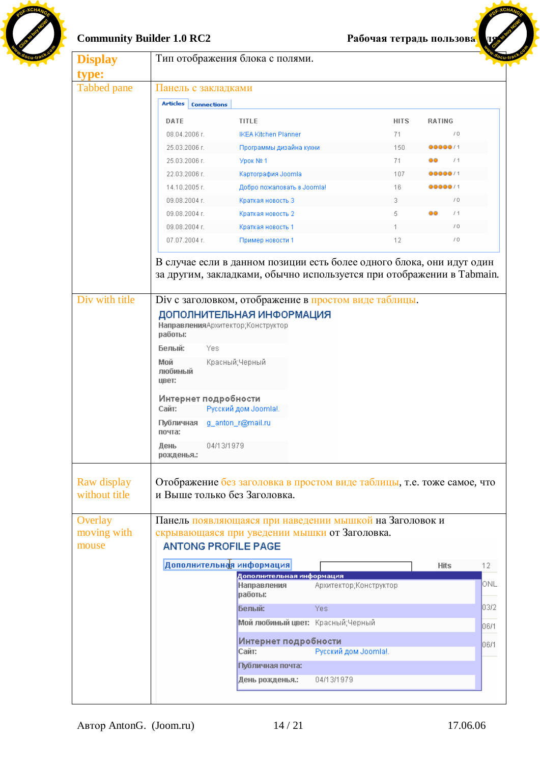| **Display type:** | Тип отображения блока с полями. |
|---|---|
| Tabbed pane | Панель с закладками<br><br>В случае если в данном позиции есть более одного блока, они идут один за другим, закладками, обычно используется при отображении в Tabmain. |
| Div with title | Div с заголовком, отображение в простом виде таблицы. |
| Raw display without title | Отображение без заголовка в простом виде таблицы, т.е. тоже самое, что и Выше только без Заголовка. |
| Overlay moving with mouse | Панель появляющаяся при наведении мышкой на Заголовок и скрывающаяся при уведении мышки от Заголовка. |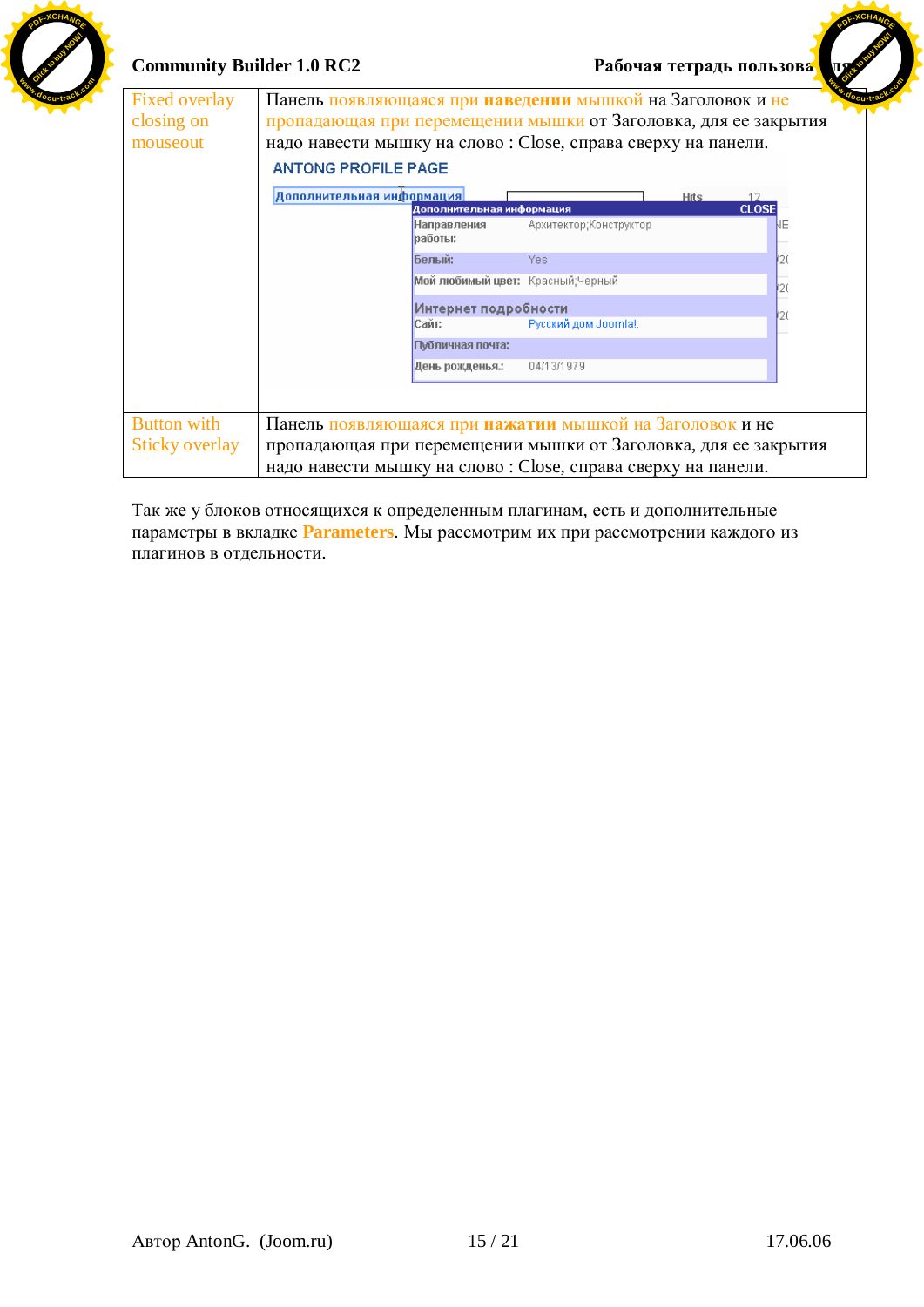| | |
|---|---|
| Fixed overlay closing on mouseout | Панель появляющаяся при **наведении** мышкой на Заголовок и не пропадающая при перемещении мышки от Заголовка, для ее закрытия надо навести мышку на слово : Close, справа сверху на панели. |
| Button with Sticky overlay | Панель появляющаяся при **нажатии** мышкой на Заголовок и не пропадающая при перемещении мышки от Заголовка, для ее закрытия надо навести мышку на слово : Close, справа сверху на панели. |

Так же у блоков относящихся к определенным плагинам, есть и дополнительные параметры в вкладке **Parameters**. Мы рассмотрим их при рассмотрении каждого из плагинов в отдельности.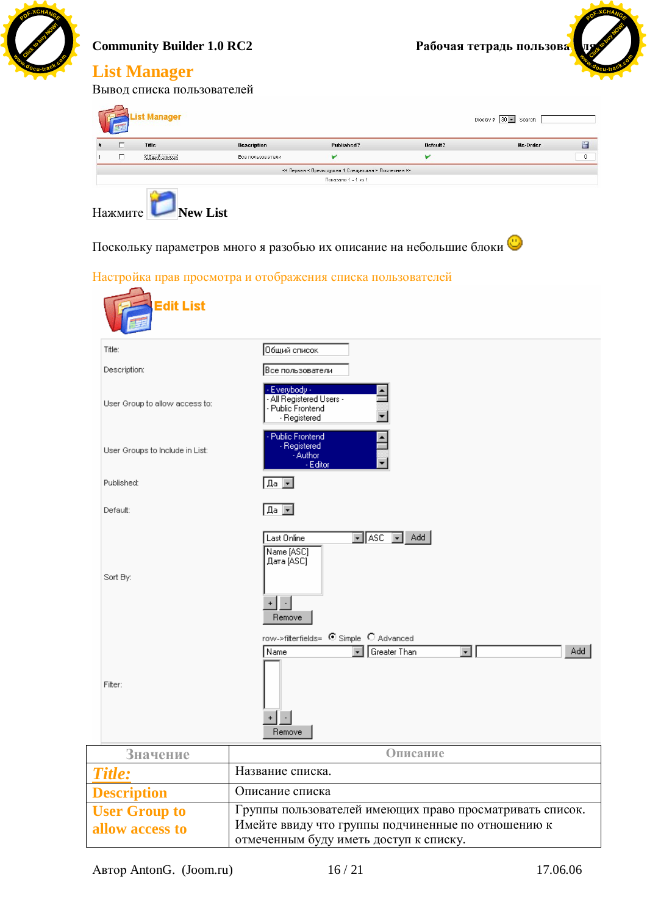# List Manager

Вывод списка пользователей

Нажмите **New List**

Поскольку параметров много я разобью их описание на небольшие блоки

## Настройка прав просмотра и отображения списка пользователей

| Значение | Описание |
|---|---|
| ***Title:*** | Название списка. |
| **Description** | Описание списка |
| **User Group to allow access to** | Группы пользователей имеющих право просматривать список. Имейте ввиду что группы подчиненные по отношению к отмеченным буду иметь доступ к списку. |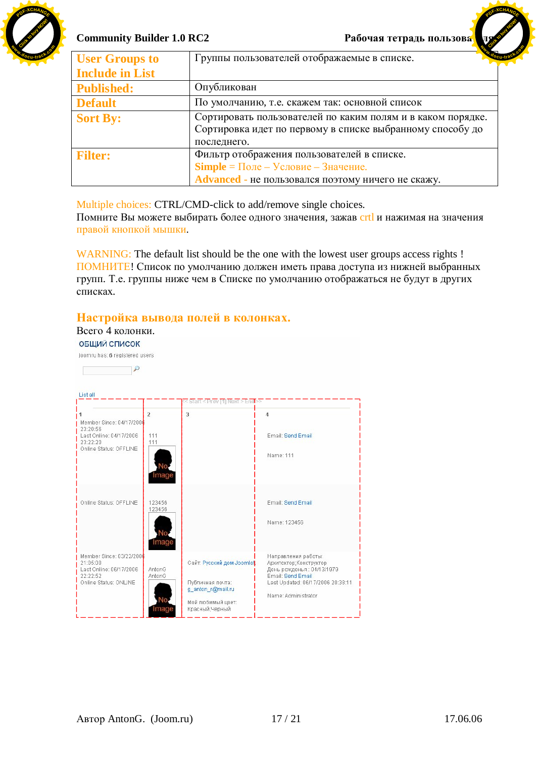| User Groups to Include in List | Группы пользователей отображаемые в списке. |
| --- | --- |
| Published: | Опубликован |
| Default | По умолчанию, т.е. скажем так: основной список |
| Sort By: | Сортировать пользователей по каким полям и в каком порядке. Сортировка идет по первому в списке выбранному способу до последнего. |
| Filter: | Фильтр отображения пользователей в списке. Simple = Поле – Условие – Значение. Advanced - не пользовался поэтому ничего не скажу. |

Multiple choices: CTRL/CMD-click to add/remove single choices.
Помните Вы можете выбирать более одного значения, зажав crtl и нажимая на значения правой кнопкой мышки.

WARNING: The default list should be the one with the lowest user groups access rights !
ПОМНИТЕ! Список по умолчанию должен иметь права доступа из нижней выбранных групп. Т.е. группы ниже чем в Списке по умолчанию отображаться не будут в других списках.

## Настройка вывода полей в колонках.

Всего 4 колонки.

ОБЩИЙ СПИСОК

joom.ru has: 6 registered users

List all

<< Start < Prev [1] Next > End >>

| 1 | 2 | 3 | 4 |
| --- | --- | --- | --- |
| Member Since: 04/17/2006 23:20:56 Last Online: 04/17/2006 23:22:20 Online Status: OFFLINE | 111 111 No Image | | Email: Send Email Name: 111 |
| Online Status: OFFLINE | 123456 123456 No Image | | Email: Send Email Name: 123456 |
| Member Since: 03/22/2006 21:05:08 Last Online: 06/17/2006 22:22:52 Online Status: ONLINE | AntonG AntonG No Image | Сайт: Русский дом Joomla! Публичная почта: g_anton_r@mail.ru Мой любимый цвет: Красный;Черный | Направления работы: Архитектор;Конструктор День рождения: 04/13/1979 Email: Send Email Last Updated: 06/17/2006 20:38:11 Name: Administrator |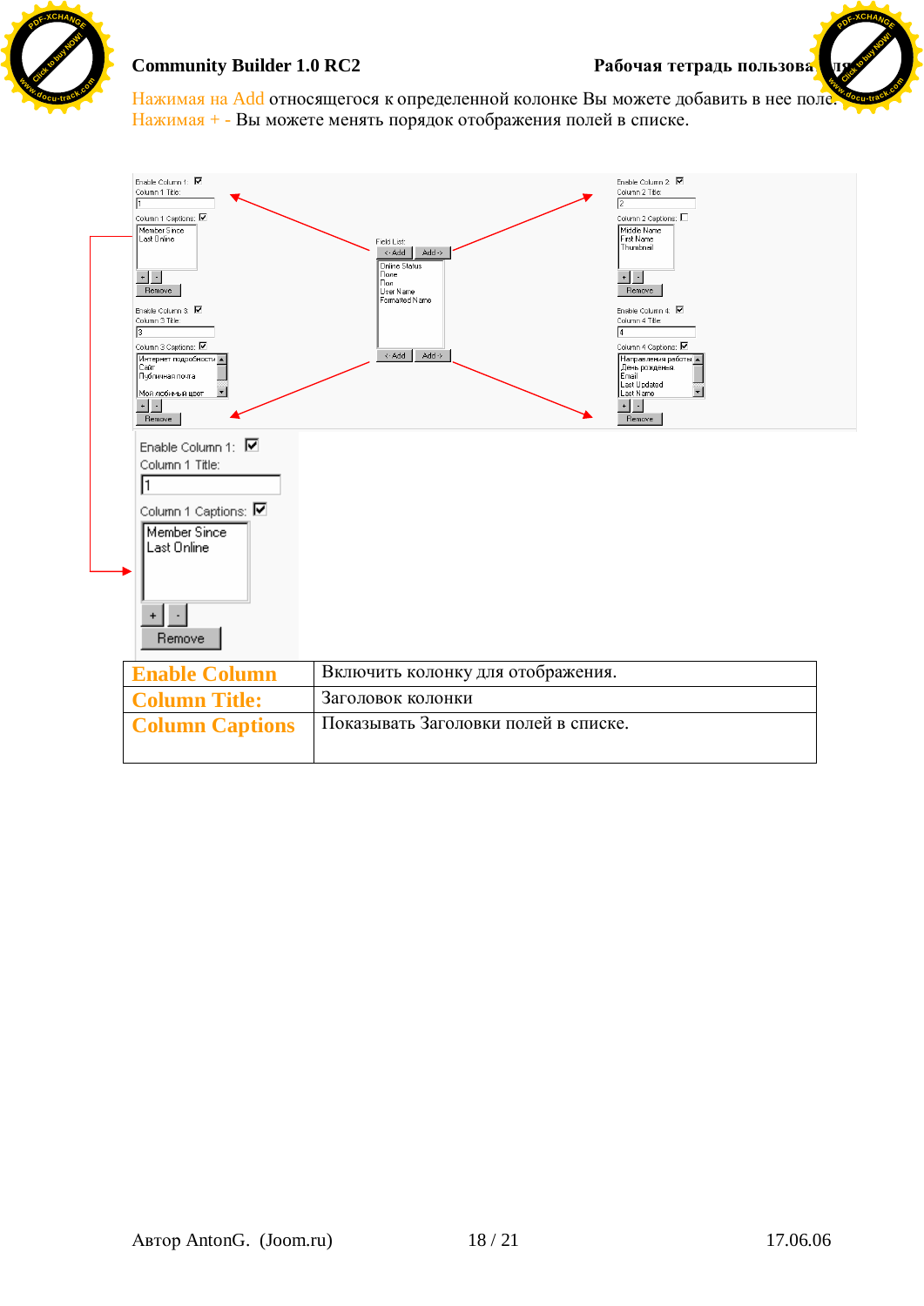Нажимая на Add относящегося к определенной колонке Вы можете добавить в нее поле.
Нажимая + - Вы можете менять порядок отображения полей в списке.

| | |
|---|---|
| **Enable Column** | Включить колонку для отображения. |
| **Column Title:** | Заголовок колонки |
| **Column Captions** | Показывать Заголовки полей в списке. |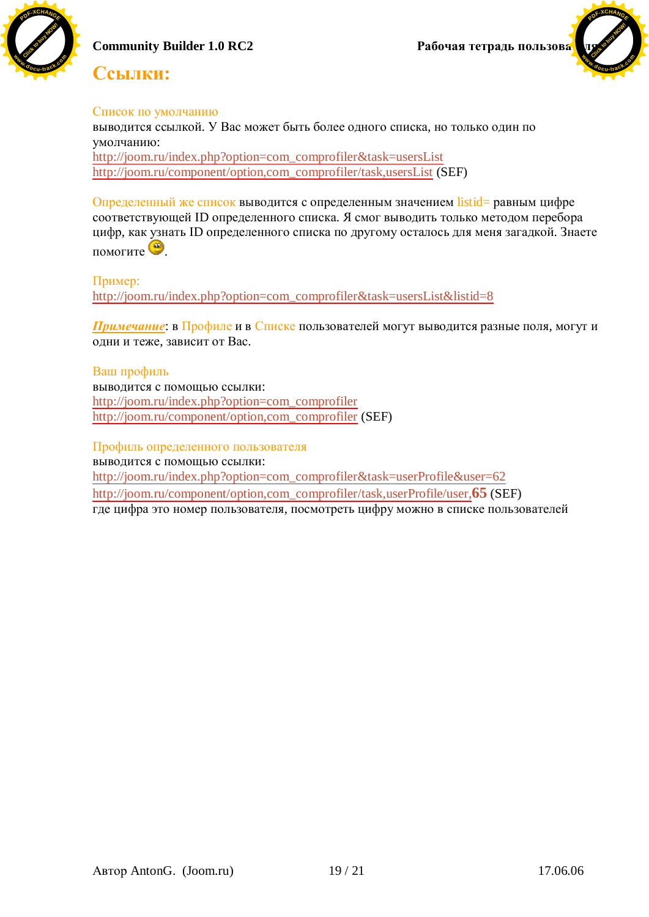# Ссылки:

Список по умолчанию
выводится ссылкой. У Вас может быть более одного списка, но только один по умолчанию:
http://joom.ru/index.php?option=com_comprofiler&task=usersList
http://joom.ru/component/option,com_comprofiler/task,usersList (SEF)

Определенный же список выводится с определенным значением listid= равным цифре соответствующей ID определенного списка. Я смог выводить только методом перебора цифр, как узнать ID определенного списка по другому осталось для меня загадкой. Знаете помогите .

Пример:
http://joom.ru/index.php?option=com_comprofiler&task=usersList&listid=8

***Примечание***: в Профиле и в Списке пользователей могут выводится разные поля, могут и одни и теже, зависит от Вас.

Ваш профиль
выводится с помощью ссылки:
http://joom.ru/index.php?option=com_comprofiler
http://joom.ru/component/option,com_comprofiler (SEF)

Профиль определенного пользователя
выводится с помощью ссылки:
http://joom.ru/index.php?option=com_comprofiler&task=userProfile&user=62
http://joom.ru/component/option,com_comprofiler/task,userProfile/user,**65** (SEF)
где цифра это номер пользователя, посмотреть цифру можно в списке пользователей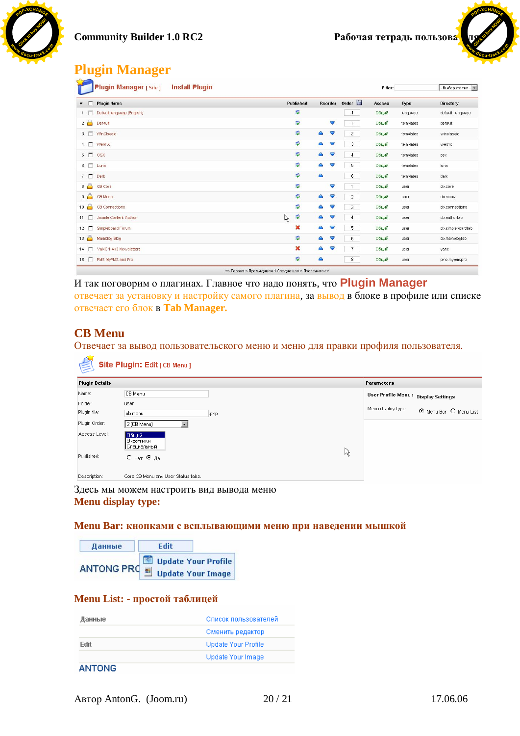# Plugin Manager

Plugin Manager [ Site ]   Install Plugin

Filter: - Выберите тип -

| # | | Plugin Name | Published | Reorder | Order | Access | Type | Directory |
|---|---|---|---|---|---|---|---|---|
| 1 | | Default language (English) | | | -1 | Общий | language | default_language |
| 2 | | Default | | | 1 | Общий | templates | default |
| 3 | | WinClassic | | | 2 | Общий | templates | winclassic |
| 4 | | WebFX | | | 3 | Общий | templates | webfx |
| 5 | | OSX | | | 4 | Общий | templates | osx |
| 6 | | Luna | | | 5 | Общий | templates | luna |
| 7 | | Dark | | | 6 | Общий | templates | dark |
| 8 | | CB Core | | | 1 | Общий | user | cb.core |
| 9 | | CB Menu | | | 2 | Общий | user | cb.menu |
| 10 | | CB Connections | | | 3 | Общий | user | cb.connections |
| 11 | | Joomla Content Author | | | 4 | Общий | user | cb.authortab |
| 12 | | Simpleboard Forum | | | 5 | Общий | user | cb.simpleboardtab |
| 13 | | Mamblog Blog | | | 6 | Общий | user | cb.mamblogtab |
| 14 | | YaNC 1.4e3 Newsletters | | | 7 | Общий | user | yanc |
| 15 | | PMS MyPMS and Pro | | | 8 | Общий | user | pms.mypmspro |

<< Первая < Предыдущая 1 Следующая > Последняя >>

И так поговорим о плагинах. Главное что надо понять, что **Plugin Manager** отвечает за установку и настройку самого плагина, за вывод в блоке в профиле или списке отвечает его блок в **Tab Manager.**

## CB Menu

Отвечает за вывод пользовательского меню и меню для правки профиля пользователя.

Site Plugin: Edit [ CB Menu ]

**Plugin Details**

- Name: CB Menu
- Folder: user
- Plugin file: cb.menu .php
- Plugin Order: 2 (CB Menu)
- Access Level: Общий / Участники / Специальный
- Published: Нет / Да
- Description: Core CB Menu and User Status tabs.

**Parameters**

- User Profile Menu : Display Settings
- Menu display type: Menu Bar / Menu List

Здесь мы можем настроить вид вывода меню

**Menu display type:**

**Menu Bar: кнопками с всплывающими меню при наведении мышкой**

Данные | Edit

ANTONG PRO — Update Your Profile / Update Your Image

**Menu List: - простой таблицей**

| | |
|---|---|
| Данные | Список пользователей |
| | Сменить редактор |
| Edit | Update Your Profile |
| | Update Your Image |

ANTONG

Автор AntonG. (Joom.ru) 17.06.06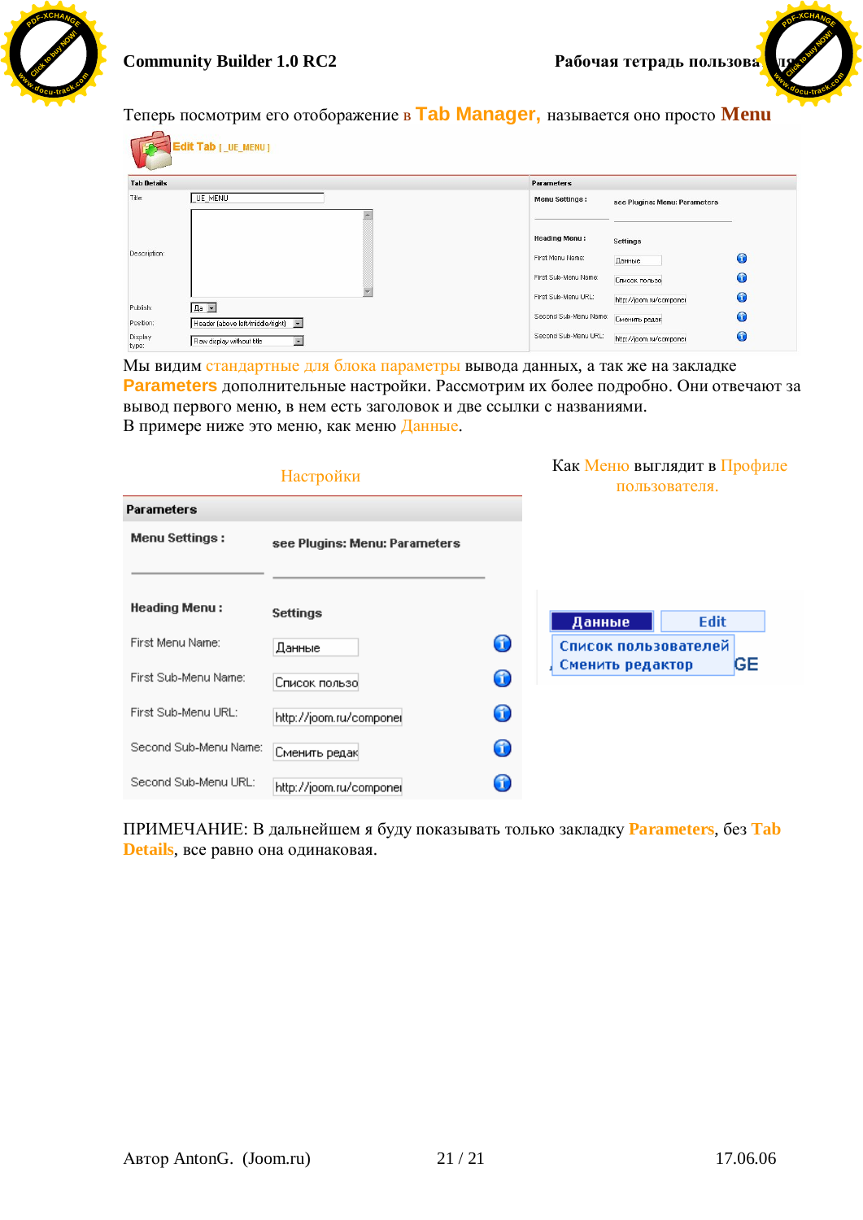Теперь посмотрим его отображение в **Tab Manager,** называется оно просто **Menu**

Edit Tab [ _UE_MENU ]

| Tab Details | |
|---|---|
| Title: | _UE_MENU |
| Description: | |
| Publish: | Да |
| Position: | Header (above left/middle/right) |
| Display type: | Row display without title |

| Parameters | | |
|---|---|---|
| Menu Settings : | see Plugins: Menu: Parameters | |
| Heading Menu : | Settings | |
| First Menu Name: | Данные | |
| First Sub-Menu Name: | Список пользо | |
| First Sub-Menu URL: | http://joom.ru/componei | |
| Second Sub-Menu Name: | Сменить редак | |
| Second Sub-Menu URL: | http://joom.ru/componei | |

Мы видим стандартные для блока параметры вывода данных, а так же на закладке **Parameters** дополнительные настройки. Рассмотрим их более подробно. Они отвечают за вывод первого меню, в нем есть заголовок и две ссылки с названиями.
В примере ниже это меню, как меню Данные.

Настройки

| Parameters | | |
|---|---|---|
| **Menu Settings :** | **see Plugins: Menu: Parameters** | |
| **Heading Menu :** | **Settings** | |
| First Menu Name: | Данные | |
| First Sub-Menu Name: | Список пользо | |
| First Sub-Menu URL: | http://joom.ru/componei | |
| Second Sub-Menu Name: | Сменить редак | |
| Second Sub-Menu URL: | http://joom.ru/componei | |

Как Меню выглядит в Профиле пользователя.

Данные Edit
Список пользователей
Сменить редактор

ПРИМЕЧАНИЕ: В дальнейшем я буду показывать только закладку **Parameters**, без **Tab Details**, все равно она одинаковая.